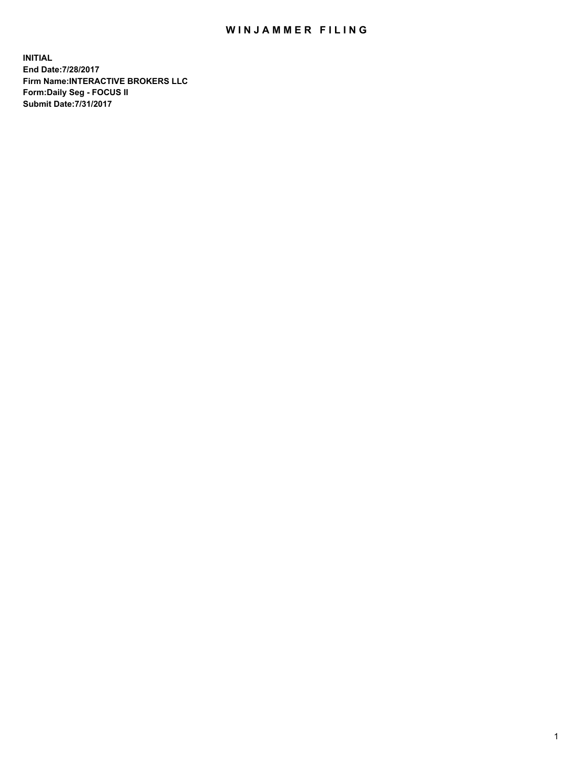# WINJAMMER FILING

**INITIAL**
**End Date:7/28/2017**
**Firm Name:INTERACTIVE BROKERS LLC**
**Form:Daily Seg - FOCUS II**
**Submit Date:7/31/2017**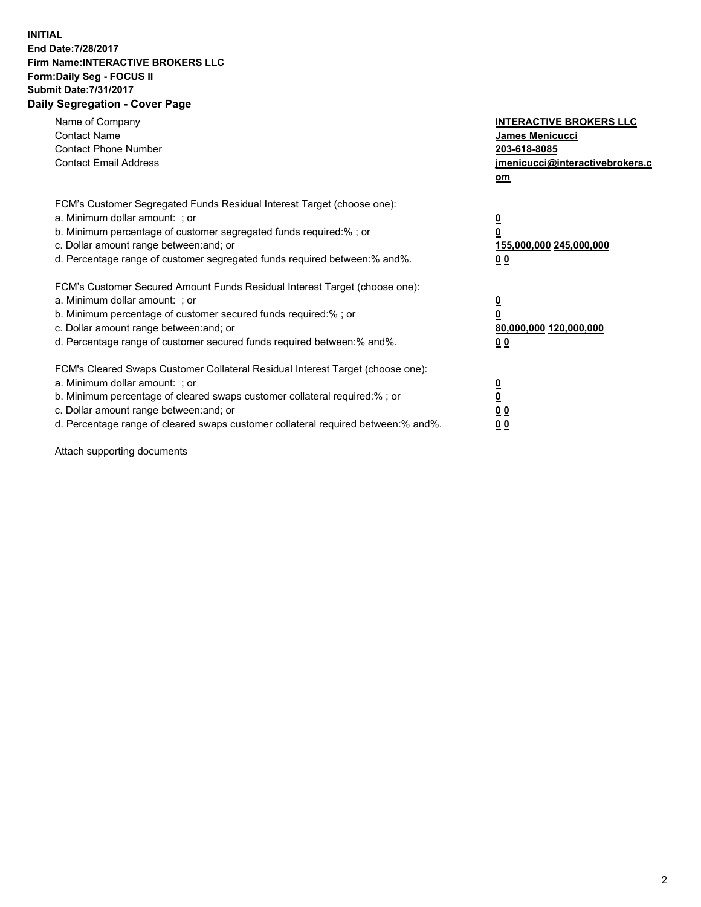**INITIAL**
**End Date:7/28/2017**
**Firm Name:INTERACTIVE BROKERS LLC**
**Form:Daily Seg - FOCUS II**
**Submit Date:7/31/2017**

## Daily Segregation - Cover Page

| | |
|---|---|
| Name of Company | **INTERACTIVE BROKERS LLC** |
| Contact Name | **James Menicucci** |
| Contact Phone Number | **203-618-8085** |
| Contact Email Address | **jmenicucci@interactivebrokers.com** |

FCM's Customer Segregated Funds Residual Interest Target (choose one):

| | |
|---|---|
| a. Minimum dollar amount: ; or | **0** |
| b. Minimum percentage of customer segregated funds required:% ; or | **0** |
| c. Dollar amount range between:and; or | **155,000,000 245,000,000** |
| d. Percentage range of customer segregated funds required between:% and%. | **0 0** |

FCM's Customer Secured Amount Funds Residual Interest Target (choose one):

| | |
|---|---|
| a. Minimum dollar amount: ; or | **0** |
| b. Minimum percentage of customer secured funds required:% ; or | **0** |
| c. Dollar amount range between:and; or | **80,000,000 120,000,000** |
| d. Percentage range of customer secured funds required between:% and%. | **0 0** |

FCM's Cleared Swaps Customer Collateral Residual Interest Target (choose one):

| | |
|---|---|
| a. Minimum dollar amount: ; or | **0** |
| b. Minimum percentage of cleared swaps customer collateral required:% ; or | **0** |
| c. Dollar amount range between:and; or | **0 0** |
| d. Percentage range of cleared swaps customer collateral required between:% and%. | **0 0** |

Attach supporting documents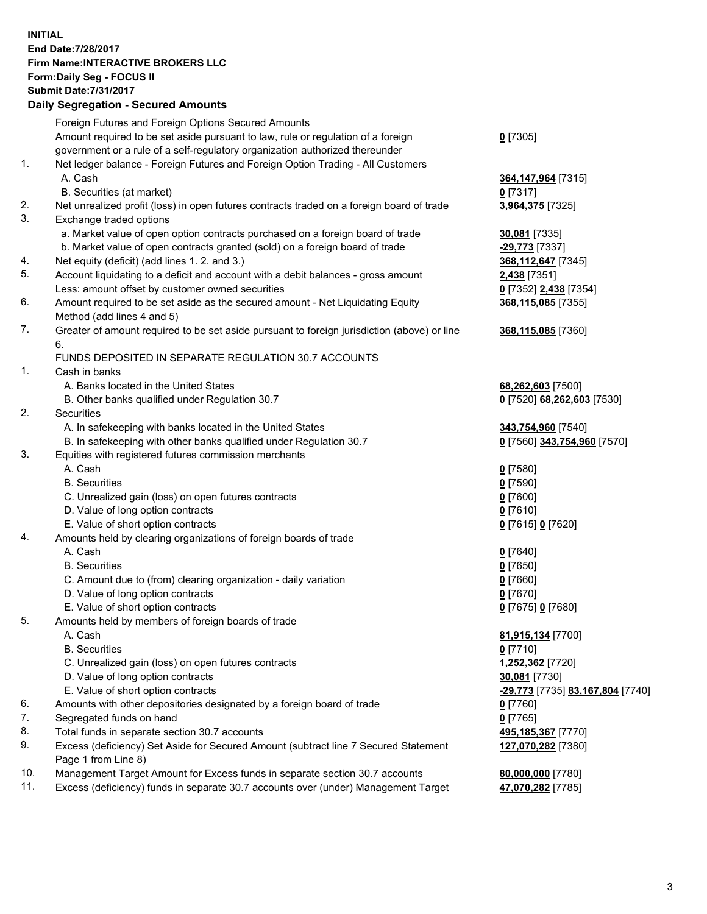**INITIAL**
**End Date:7/28/2017**
**Firm Name:INTERACTIVE BROKERS LLC**
**Form:Daily Seg - FOCUS II**
**Submit Date:7/31/2017**

## Daily Segregation - Secured Amounts

| | | |
|---|---|---|
| | Foreign Futures and Foreign Options Secured Amounts | |
| | Amount required to be set aside pursuant to law, rule or regulation of a foreign government or a rule of a self-regulatory organization authorized thereunder | **0** [7305] |
| 1. | Net ledger balance - Foreign Futures and Foreign Option Trading - All Customers | |
| | A. Cash | **364,147,964** [7315] |
| | B. Securities (at market) | **0** [7317] |
| 2. | Net unrealized profit (loss) in open futures contracts traded on a foreign board of trade | **3,964,375** [7325] |
| 3. | Exchange traded options | |
| | a. Market value of open option contracts purchased on a foreign board of trade | **30,081** [7335] |
| | b. Market value of open contracts granted (sold) on a foreign board of trade | **-29,773** [7337] |
| 4. | Net equity (deficit) (add lines 1. 2. and 3.) | **368,112,647** [7345] |
| 5. | Account liquidating to a deficit and account with a debit balances - gross amount | **2,438** [7351] |
| | Less: amount offset by customer owned securities | **0** [7352] **2,438** [7354] |
| 6. | Amount required to be set aside as the secured amount - Net Liquidating Equity Method (add lines 4 and 5) | **368,115,085** [7355] |
| 7. | Greater of amount required to be set aside pursuant to foreign jurisdiction (above) or line 6. | **368,115,085** [7360] |
| | FUNDS DEPOSITED IN SEPARATE REGULATION 30.7 ACCOUNTS | |
| 1. | Cash in banks | |
| | A. Banks located in the United States | **68,262,603** [7500] |
| | B. Other banks qualified under Regulation 30.7 | **0** [7520] **68,262,603** [7530] |
| 2. | Securities | |
| | A. In safekeeping with banks located in the United States | **343,754,960** [7540] |
| | B. In safekeeping with other banks qualified under Regulation 30.7 | **0** [7560] **343,754,960** [7570] |
| 3. | Equities with registered futures commission merchants | |
| | A. Cash | **0** [7580] |
| | B. Securities | **0** [7590] |
| | C. Unrealized gain (loss) on open futures contracts | **0** [7600] |
| | D. Value of long option contracts | **0** [7610] |
| | E. Value of short option contracts | **0** [7615] **0** [7620] |
| 4. | Amounts held by clearing organizations of foreign boards of trade | |
| | A. Cash | **0** [7640] |
| | B. Securities | **0** [7650] |
| | C. Amount due to (from) clearing organization - daily variation | **0** [7660] |
| | D. Value of long option contracts | **0** [7670] |
| | E. Value of short option contracts | **0** [7675] **0** [7680] |
| 5. | Amounts held by members of foreign boards of trade | |
| | A. Cash | **81,915,134** [7700] |
| | B. Securities | **0** [7710] |
| | C. Unrealized gain (loss) on open futures contracts | **1,252,362** [7720] |
| | D. Value of long option contracts | **30,081** [7730] |
| | E. Value of short option contracts | **-29,773** [7735] **83,167,804** [7740] |
| 6. | Amounts with other depositories designated by a foreign board of trade | **0** [7760] |
| 7. | Segregated funds on hand | **0** [7765] |
| 8. | Total funds in separate section 30.7 accounts | **495,185,367** [7770] |
| 9. | Excess (deficiency) Set Aside for Secured Amount (subtract line 7 Secured Statement Page 1 from Line 8) | **127,070,282** [7380] |
| 10. | Management Target Amount for Excess funds in separate section 30.7 accounts | **80,000,000** [7780] |
| 11. | Excess (deficiency) funds in separate 30.7 accounts over (under) Management Target | **47,070,282** [7785] |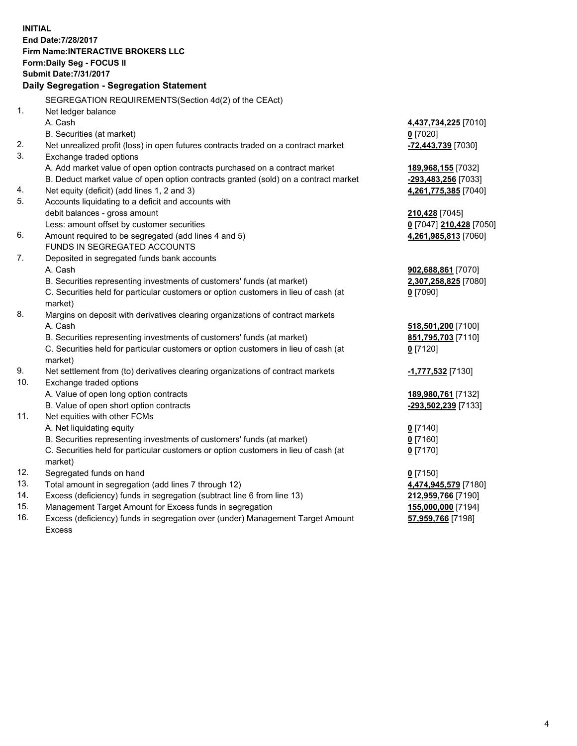**INITIAL**
**End Date:7/28/2017**
**Firm Name:INTERACTIVE BROKERS LLC**
**Form:Daily Seg - FOCUS II**
**Submit Date:7/31/2017**

## Daily Segregation - Segregation Statement

SEGREGATION REQUIREMENTS(Section 4d(2) of the CEAct)

| | | |
|---|---|---|
| 1. | Net ledger balance | |
| | A. Cash | **4,437,734,225** [7010] |
| | B. Securities (at market) | **0** [7020] |
| 2. | Net unrealized profit (loss) in open futures contracts traded on a contract market | **-72,443,739** [7030] |
| 3. | Exchange traded options | |
| | A. Add market value of open option contracts purchased on a contract market | **189,968,155** [7032] |
| | B. Deduct market value of open option contracts granted (sold) on a contract market | **-293,483,256** [7033] |
| 4. | Net equity (deficit) (add lines 1, 2 and 3) | **4,261,775,385** [7040] |
| 5. | Accounts liquidating to a deficit and accounts with | |
| | debit balances - gross amount | **210,428** [7045] |
| | Less: amount offset by customer securities | **0** [7047] **210,428** [7050] |
| 6. | Amount required to be segregated (add lines 4 and 5) | **4,261,985,813** [7060] |
| | FUNDS IN SEGREGATED ACCOUNTS | |
| 7. | Deposited in segregated funds bank accounts | |
| | A. Cash | **902,688,861** [7070] |
| | B. Securities representing investments of customers' funds (at market) | **2,307,258,825** [7080] |
| | C. Securities held for particular customers or option customers in lieu of cash (at market) | **0** [7090] |
| 8. | Margins on deposit with derivatives clearing organizations of contract markets | |
| | A. Cash | **518,501,200** [7100] |
| | B. Securities representing investments of customers' funds (at market) | **851,795,703** [7110] |
| | C. Securities held for particular customers or option customers in lieu of cash (at market) | **0** [7120] |
| 9. | Net settlement from (to) derivatives clearing organizations of contract markets | **-1,777,532** [7130] |
| 10. | Exchange traded options | |
| | A. Value of open long option contracts | **189,980,761** [7132] |
| | B. Value of open short option contracts | **-293,502,239** [7133] |
| 11. | Net equities with other FCMs | |
| | A. Net liquidating equity | **0** [7140] |
| | B. Securities representing investments of customers' funds (at market) | **0** [7160] |
| | C. Securities held for particular customers or option customers in lieu of cash (at market) | **0** [7170] |
| 12. | Segregated funds on hand | **0** [7150] |
| 13. | Total amount in segregation (add lines 7 through 12) | **4,474,945,579** [7180] |
| 14. | Excess (deficiency) funds in segregation (subtract line 6 from line 13) | **212,959,766** [7190] |
| 15. | Management Target Amount for Excess funds in segregation | **155,000,000** [7194] |
| 16. | Excess (deficiency) funds in segregation over (under) Management Target Amount Excess | **57,959,766** [7198] |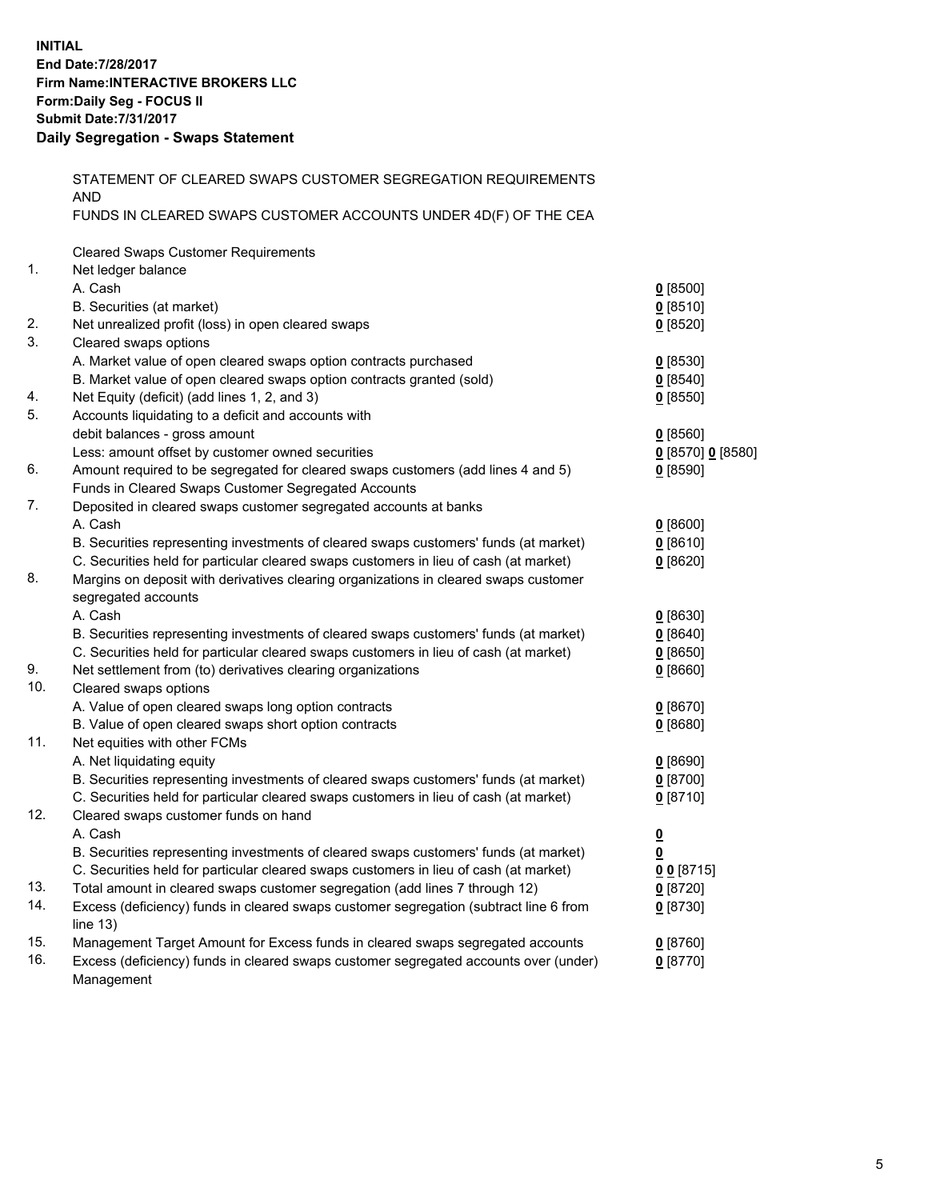**INITIAL**
**End Date:7/28/2017**
**Firm Name:INTERACTIVE BROKERS LLC**
**Form:Daily Seg - FOCUS II**
**Submit Date:7/31/2017**
**Daily Segregation - Swaps Statement**

STATEMENT OF CLEARED SWAPS CUSTOMER SEGREGATION REQUIREMENTS AND FUNDS IN CLEARED SWAPS CUSTOMER ACCOUNTS UNDER 4D(F) OF THE CEA

| | | |
|---|---|---|
| | Cleared Swaps Customer Requirements | |
| 1. | Net ledger balance | |
| | A. Cash | 0 [8500] |
| | B. Securities (at market) | 0 [8510] |
| 2. | Net unrealized profit (loss) in open cleared swaps | 0 [8520] |
| 3. | Cleared swaps options | |
| | A. Market value of open cleared swaps option contracts purchased | 0 [8530] |
| | B. Market value of open cleared swaps option contracts granted (sold) | 0 [8540] |
| 4. | Net Equity (deficit) (add lines 1, 2, and 3) | 0 [8550] |
| 5. | Accounts liquidating to a deficit and accounts with debit balances - gross amount | 0 [8560] |
| | Less: amount offset by customer owned securities | 0 [8570] 0 [8580] |
| 6. | Amount required to be segregated for cleared swaps customers (add lines 4 and 5) | 0 [8590] |
| | Funds in Cleared Swaps Customer Segregated Accounts | |
| 7. | Deposited in cleared swaps customer segregated accounts at banks | |
| | A. Cash | 0 [8600] |
| | B. Securities representing investments of cleared swaps customers' funds (at market) | 0 [8610] |
| | C. Securities held for particular cleared swaps customers in lieu of cash (at market) | 0 [8620] |
| 8. | Margins on deposit with derivatives clearing organizations in cleared swaps customer segregated accounts | |
| | A. Cash | 0 [8630] |
| | B. Securities representing investments of cleared swaps customers' funds (at market) | 0 [8640] |
| | C. Securities held for particular cleared swaps customers in lieu of cash (at market) | 0 [8650] |
| 9. | Net settlement from (to) derivatives clearing organizations | 0 [8660] |
| 10. | Cleared swaps options | |
| | A. Value of open cleared swaps long option contracts | 0 [8670] |
| | B. Value of open cleared swaps short option contracts | 0 [8680] |
| 11. | Net equities with other FCMs | |
| | A. Net liquidating equity | 0 [8690] |
| | B. Securities representing investments of cleared swaps customers' funds (at market) | 0 [8700] |
| | C. Securities held for particular cleared swaps customers in lieu of cash (at market) | 0 [8710] |
| 12. | Cleared swaps customer funds on hand | |
| | A. Cash | 0 |
| | B. Securities representing investments of cleared swaps customers' funds (at market) | 0 |
| | C. Securities held for particular cleared swaps customers in lieu of cash (at market) | 0 0 [8715] |
| 13. | Total amount in cleared swaps customer segregation (add lines 7 through 12) | 0 [8720] |
| 14. | Excess (deficiency) funds in cleared swaps customer segregation (subtract line 6 from line 13) | 0 [8730] |
| 15. | Management Target Amount for Excess funds in cleared swaps segregated accounts | 0 [8760] |
| 16. | Excess (deficiency) funds in cleared swaps customer segregated accounts over (under) Management | 0 [8770] |